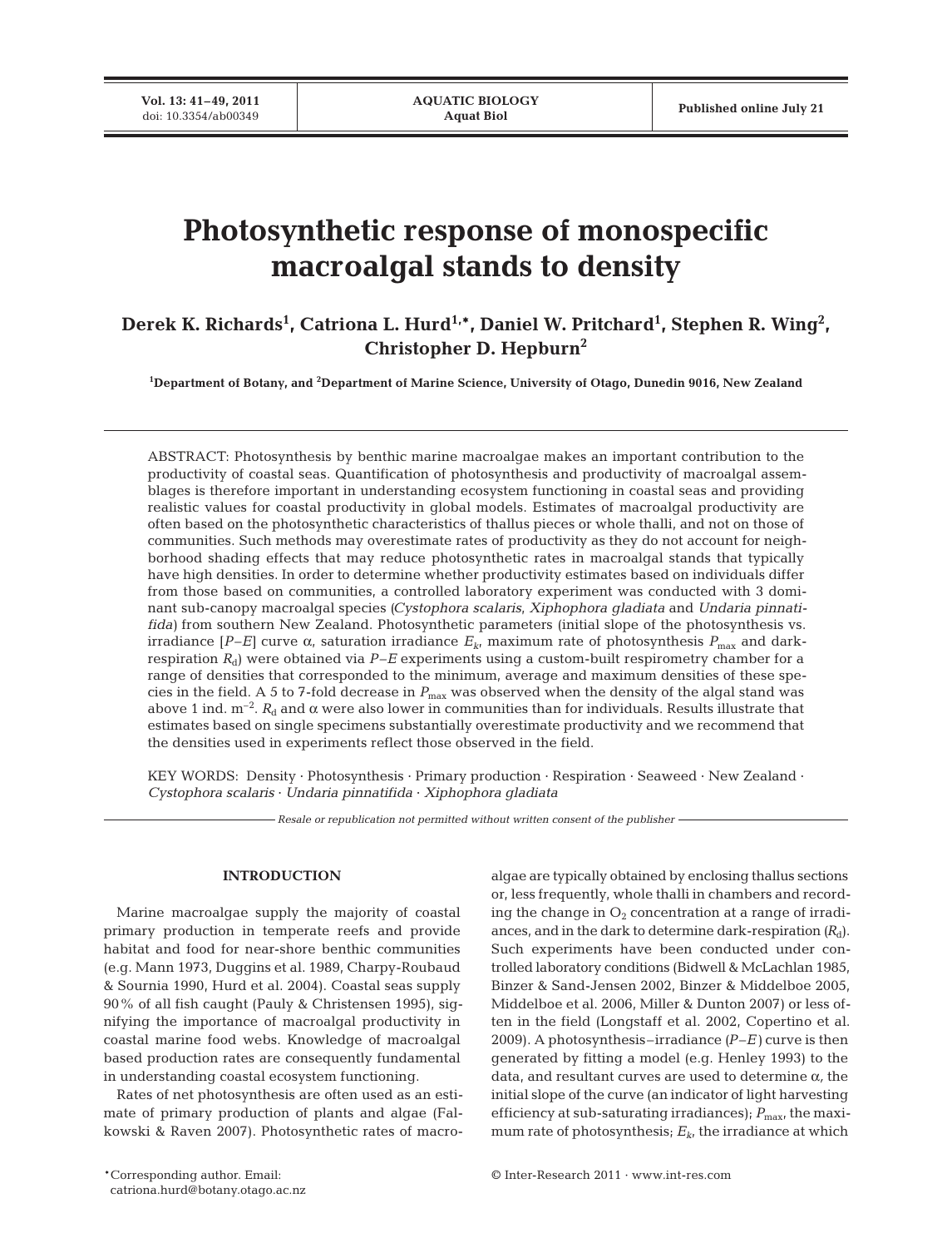# Photosynthetic response of monospecific macroalgal stands to density

**Derek K. Richards[1], Catriona L. Hurd[1,*], Daniel W. Pritchard[1], Stephen R. Wing[2], Christopher D. Hepburn[2]**

[1]Department of Botany, and [2]Department of Marine Science, University of Otago, Dunedin 9016, New Zealand

ABSTRACT: Photosynthesis by benthic marine macroalgae makes an important contribution to the productivity of coastal seas. Quantification of photosynthesis and productivity of macroalgal assemblages is therefore important in understanding ecosystem functioning in coastal seas and providing realistic values for coastal productivity in global models. Estimates of macroalgal productivity are often based on the photosynthetic characteristics of thallus pieces or whole thalli, and not on those of communities. Such methods may overestimate rates of productivity as they do not account for neighborhood shading effects that may reduce photosynthetic rates in macroalgal stands that typically have high densities. In order to determine whether productivity estimates based on individuals differ from those based on communities, a controlled laboratory experiment was conducted with 3 dominant sub-canopy macroalgal species (*Cystophora scalaris*, *Xiphophora gladiata* and *Undaria pinnatifida*) from southern New Zealand. Photosynthetic parameters (initial slope of the photosynthesis vs. irradiance [*P*–*E*] curve α, saturation irradiance $E_k$, maximum rate of photosynthesis $P_{max}$ and dark-respiration $R_d$) were obtained via *P*–*E* experiments using a custom-built respirometry chamber for a range of densities that corresponded to the minimum, average and maximum densities of these species in the field. A 5 to 7-fold decrease in $P_{max}$ was observed when the density of the algal stand was above 1 ind. $m^{-2}$. $R_d$ and α were also lower in communities than for individuals. Results illustrate that estimates based on single specimens substantially overestimate productivity and we recommend that the densities used in experiments reflect those observed in the field.

KEY WORDS: Density · Photosynthesis · Primary production · Respiration · Seaweed · New Zealand · *Cystophora scalaris* · *Undaria pinnatifida* · *Xiphophora gladiata*

*Resale or republication not permitted without written consent of the publisher*

## INTRODUCTION

Marine macroalgae supply the majority of coastal primary production in temperate reefs and provide habitat and food for near-shore benthic communities (e.g. Mann 1973, Duggins et al. 1989, Charpy-Roubaud & Sournia 1990, Hurd et al. 2004). Coastal seas supply 90% of all fish caught (Pauly & Christensen 1995), signifying the importance of macroalgal productivity in coastal marine food webs. Knowledge of macroalgal based production rates are consequently fundamental in understanding coastal ecosystem functioning.

Rates of net photosynthesis are often used as an estimate of primary production of plants and algae (Falkowski & Raven 2007). Photosynthetic rates of macroalgae are typically obtained by enclosing thallus sections or, less frequently, whole thalli in chambers and recording the change in $O_2$ concentration at a range of irradiances, and in the dark to determine dark-respiration ($R_d$). Such experiments have been conducted under controlled laboratory conditions (Bidwell & McLachlan 1985, Binzer & Sand-Jensen 2002, Binzer & Middelboe 2005, Middelboe et al. 2006, Miller & Dunton 2007) or less often in the field (Longstaff et al. 2002, Copertino et al. 2009). A photosynthesis–irradiance (*P*–*E*) curve is then generated by fitting a model (e.g. Henley 1993) to the data, and resultant curves are used to determine α, the initial slope of the curve (an indicator of light harvesting efficiency at sub-saturating irradiances); $P_{max}$, the maximum rate of photosynthesis; $E_k$, the irradiance at which

*Corresponding author. Email: catriona.hurd@botany.otago.ac.nz

© Inter-Research 2011 · www.int-res.com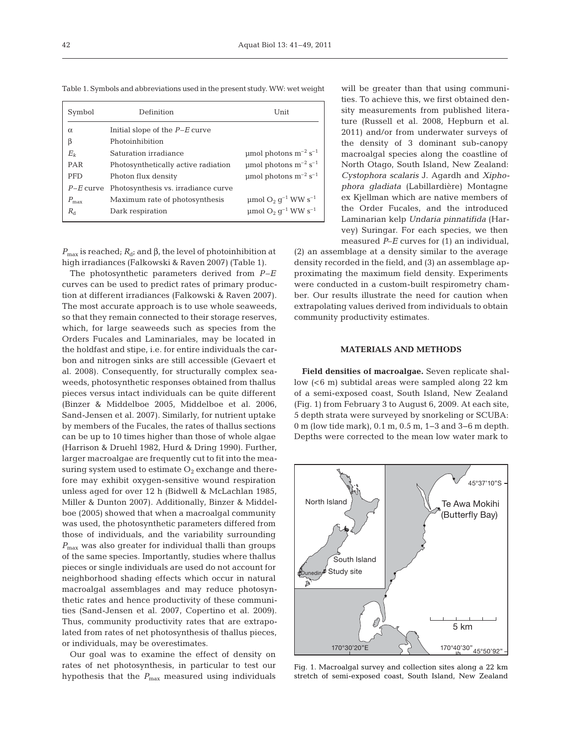Table 1. Symbols and abbreviations used in the present study. WW: wet weight

| Symbol | Definition | Unit |
|---|---|---|
| $\alpha$ | Initial slope of the $P$–$E$ curve | |
| $\beta$ | Photoinhibition | |
| $E_k$ | Saturation irradiance | µmol photons $m^{-2}$ $s^{-1}$ |
| PAR | Photosynthetically active radiation | µmol photons $m^{-2}$ $s^{-1}$ |
| PFD | Photon flux density | µmol photons $m^{-2}$ $s^{-1}$ |
| $P$–$E$ curve | Photosynthesis vs. irradiance curve | |
| $P_{max}$ | Maximum rate of photosynthesis | µmol $O_2$ $g^{-1}$ WW $s^{-1}$ |
| $R_d$ | Dark respiration | µmol $O_2$ $g^{-1}$ WW $s^{-1}$ |

$P_{max}$ is reached; $R_d$; and $\beta$, the level of photoinhibition at high irradiances (Falkowski & Raven 2007) (Table 1).

The photosynthetic parameters derived from $P$–$E$ curves can be used to predict rates of primary production at different irradiances (Falkowski & Raven 2007). The most accurate approach is to use whole seaweeds, so that they remain connected to their storage reserves, which, for large seaweeds such as species from the Orders Fucales and Laminariales, may be located in the holdfast and stipe, i.e. for entire individuals the carbon and nitrogen sinks are still accessible (Gevaert et al. 2008). Consequently, for structurally complex seaweeds, photosynthetic responses obtained from thallus pieces versus intact individuals can be quite different (Binzer & Middelboe 2005, Middelboe et al. 2006, Sand-Jensen et al. 2007). Similarly, for nutrient uptake by members of the Fucales, the rates of thallus sections can be up to 10 times higher than those of whole algae (Harrison & Druehl 1982, Hurd & Dring 1990). Further, larger macroalgae are frequently cut to fit into the measuring system used to estimate $O_2$ exchange and therefore may exhibit oxygen-sensitive wound respiration unless aged for over 12 h (Bidwell & McLachlan 1985, Miller & Dunton 2007). Additionally, Binzer & Middelboe (2005) showed that when a macroalgal community was used, the photosynthetic parameters differed from those of individuals, and the variability surrounding $P_{max}$ was also greater for individual thalli than groups of the same species. Importantly, studies where thallus pieces or single individuals are used do not account for neighborhood shading effects which occur in natural macroalgal assemblages and may reduce photosynthetic rates and hence productivity of these communities (Sand-Jensen et al. 2007, Copertino et al. 2009). Thus, community productivity rates that are extrapolated from rates of net photosynthesis of thallus pieces, or individuals, may be overestimates.

Our goal was to examine the effect of density on rates of net photosynthesis, in particular to test our hypothesis that the $P_{max}$ measured using individuals will be greater than that using communities. To achieve this, we first obtained density measurements from published literature (Russell et al. 2008, Hepburn et al. 2011) and/or from underwater surveys of the density of 3 dominant sub-canopy macroalgal species along the coastline of North Otago, South Island, New Zealand: *Cystophora scalaris* J. Agardh and *Xiphophora gladiata* (Labillardière) Montagne ex Kjellman which are native members of the Order Fucales, and the introduced Laminarian kelp *Undaria pinnatifida* (Harvey) Suringar. For each species, we then measured $P$–$E$ curves for (1) an individual, (2) an assemblage at a density similar to the average density recorded in the field, and (3) an assemblage approximating the maximum field density. Experiments were conducted in a custom-built respirometry chamber. Our results illustrate the need for caution when extrapolating values derived from individuals to obtain community productivity estimates.

## MATERIALS AND METHODS

**Field densities of macroalgae.** Seven replicate shallow (<6 m) subtidal areas were sampled along 22 km of a semi-exposed coast, South Island, New Zealand (Fig. 1) from February 3 to August 6, 2009. At each site, 5 depth strata were surveyed by snorkeling or SCUBA: 0 m (low tide mark), 0.1 m, 0.5 m, 1–3 and 3–6 m depth. Depths were corrected to the mean low water mark to

Fig. 1. Macroalgal survey and collection sites along a 22 km stretch of semi-exposed coast, South Island, New Zealand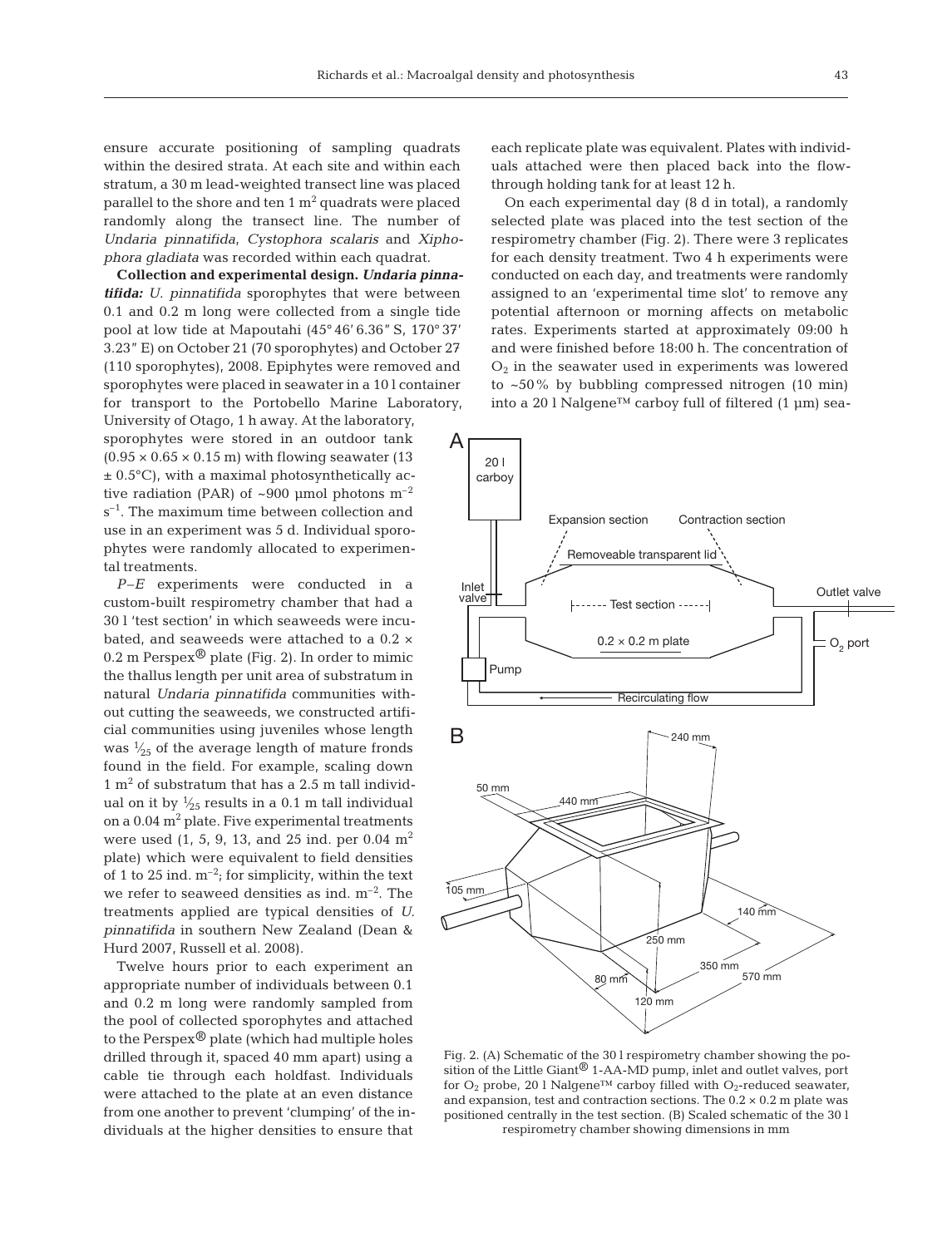ensure accurate positioning of sampling quadrats within the desired strata. At each site and within each stratum, a 30 m lead-weighted transect line was placed parallel to the shore and ten 1 $m^2$ quadrats were placed randomly along the transect line. The number of *Undaria pinnatifida*, *Cystophora scalaris* and *Xiphophora gladiata* was recorded within each quadrat.

**Collection and experimental design.** ***Undaria pinnatifida:*** *U. pinnatifida* sporophytes that were between 0.1 and 0.2 m long were collected from a single tide pool at low tide at Mapoutahi (45° 46′ 6.36″ S, 170° 37′ 3.23″ E) on October 21 (70 sporophytes) and October 27 (110 sporophytes), 2008. Epiphytes were removed and sporophytes were placed in seawater in a 10 l container for transport to the Portobello Marine Laboratory, University of Otago, 1 h away. At the laboratory, sporophytes were stored in an outdoor tank ($0.95 \times 0.65 \times 0.15$ m) with flowing seawater (13 ± 0.5°C), with a maximal photosynthetically active radiation (PAR) of ~900 µmol photons $m^{-2}$ $s^{-1}$. The maximum time between collection and use in an experiment was 5 d. Individual sporophytes were randomly allocated to experimental treatments.

*P–E* experiments were conducted in a custom-built respirometry chamber that had a 30 l 'test section' in which seaweeds were incubated, and seaweeds were attached to a $0.2 \times 0.2$ m Perspex® plate (Fig. 2). In order to mimic the thallus length per unit area of substratum in natural *Undaria pinnatifida* communities without cutting the seaweeds, we constructed artificial communities using juveniles whose length was $\frac{1}{25}$ of the average length of mature fronds found in the field. For example, scaling down 1 $m^2$ of substratum that has a 2.5 m tall individual on it by $\frac{1}{25}$ results in a 0.1 m tall individual on a 0.04 $m^2$ plate. Five experimental treatments were used (1, 5, 9, 13, and 25 ind. per 0.04 $m^2$ plate) which were equivalent to field densities of 1 to 25 ind. $m^{-2}$; for simplicity, within the text we refer to seaweed densities as ind. $m^{-2}$. The treatments applied are typical densities of *U. pinnatifida* in southern New Zealand (Dean & Hurd 2007, Russell et al. 2008).

Twelve hours prior to each experiment an appropriate number of individuals between 0.1 and 0.2 m long were randomly sampled from the pool of collected sporophytes and attached to the Perspex® plate (which had multiple holes drilled through it, spaced 40 mm apart) using a cable tie through each holdfast. Individuals were attached to the plate at an even distance from one another to prevent 'clumping' of the individuals at the higher densities to ensure that each replicate plate was equivalent. Plates with individuals attached were then placed back into the flow-through holding tank for at least 12 h.

On each experimental day (8 d in total), a randomly selected plate was placed into the test section of the respirometry chamber (Fig. 2). There were 3 replicates for each density treatment. Two 4 h experiments were conducted on each day, and treatments were randomly assigned to an 'experimental time slot' to remove any potential afternoon or morning affects on metabolic rates. Experiments started at approximately 09:00 h and were finished before 18:00 h. The concentration of $O_2$ in the seawater used in experiments was lowered to ~50% by bubbling compressed nitrogen (10 min) into a 20 l Nalgene™ carboy full of filtered (1 µm) sea-

Fig. 2. (A) Schematic of the 30 l respirometry chamber showing the position of the Little Giant® 1-AA-MD pump, inlet and outlet valves, port for $O_2$ probe, 20 l Nalgene™ carboy filled with $O_2$-reduced seawater, and expansion, test and contraction sections. The $0.2 \times 0.2$ m plate was positioned centrally in the test section. (B) Scaled schematic of the 30 l respirometry chamber showing dimensions in mm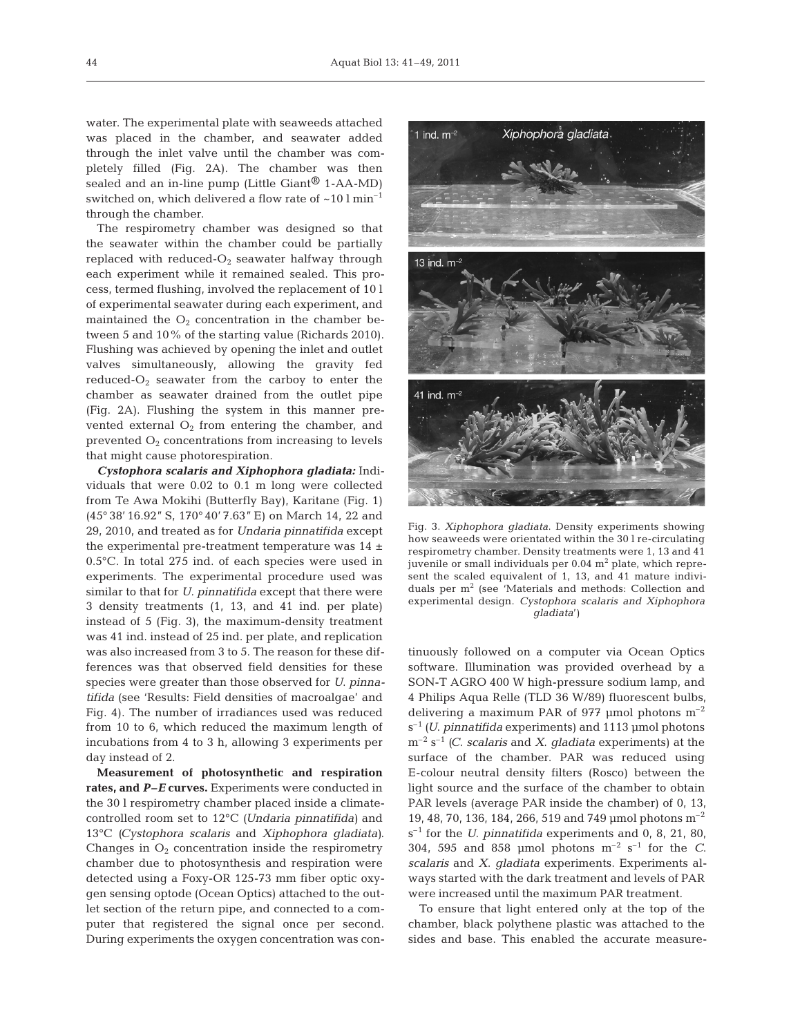water. The experimental plate with seaweeds attached was placed in the chamber, and seawater added through the inlet valve until the chamber was completely filled (Fig. 2A). The chamber was then sealed and an in-line pump (Little Giant® 1-AA-MD) switched on, which delivered a flow rate of ~10 l $min^{-1}$ through the chamber.

The respirometry chamber was designed so that the seawater within the chamber could be partially replaced with reduced-$O_2$ seawater halfway through each experiment while it remained sealed. This process, termed flushing, involved the replacement of 10 l of experimental seawater during each experiment, and maintained the $O_2$ concentration in the chamber between 5 and 10% of the starting value (Richards 2010). Flushing was achieved by opening the inlet and outlet valves simultaneously, allowing the gravity fed reduced-$O_2$ seawater from the carboy to enter the chamber as seawater drained from the outlet pipe (Fig. 2A). Flushing the system in this manner prevented external $O_2$ from entering the chamber, and prevented $O_2$ concentrations from increasing to levels that might cause photorespiration.

***Cystophora scalaris* and *Xiphophora gladiata*:** Individuals that were 0.02 to 0.1 m long were collected from Te Awa Mokihi (Butterfly Bay), Karitane (Fig. 1) (45° 38′ 16.92″ S, 170° 40′ 7.63″ E) on March 14, 22 and 29, 2010, and treated as for *Undaria pinnatifida* except the experimental pre-treatment temperature was 14 ± 0.5°C. In total 275 ind. of each species were used in experiments. The experimental procedure used was similar to that for *U. pinnatifida* except that there were 3 density treatments (1, 13, and 41 ind. per plate) instead of 5 (Fig. 3), the maximum-density treatment was 41 ind. instead of 25 ind. per plate, and replication was also increased from 3 to 5. The reason for these differences was that observed field densities for these species were greater than those observed for *U. pinnatifida* (see 'Results: Field densities of macroalgae' and Fig. 4). The number of irradiances used was reduced from 10 to 6, which reduced the maximum length of incubations from 4 to 3 h, allowing 3 experiments per day instead of 2.

**Measurement of photosynthetic and respiration rates, and *P–E* curves.** Experiments were conducted in the 30 l respirometry chamber placed inside a climate-controlled room set to 12°C (*Undaria pinnatifida*) and 13°C (*Cystophora scalaris* and *Xiphophora gladiata*). Changes in $O_2$ concentration inside the respirometry chamber due to photosynthesis and respiration were detected using a Foxy-OR 125-73 mm fiber optic oxygen sensing optode (Ocean Optics) attached to the outlet section of the return pipe, and connected to a computer that registered the signal once per second. During experiments the oxygen concentration was continuously followed on a computer via Ocean Optics software. Illumination was provided overhead by a SON-T AGRO 400 W high-pressure sodium lamp, and 4 Philips Aqua Relle (TLD 36 W/89) fluorescent bulbs, delivering a maximum PAR of 977 µmol photons $m^{-2}$ $s^{-1}$ (*U. pinnatifida* experiments) and 1113 µmol photons $m^{-2}$ $s^{-1}$ (*C. scalaris* and *X. gladiata* experiments) at the surface of the chamber. PAR was reduced using E-colour neutral density filters (Rosco) between the light source and the surface of the chamber to obtain PAR levels (average PAR inside the chamber) of 0, 13, 19, 48, 70, 136, 184, 266, 519 and 749 µmol photons $m^{-2}$ $s^{-1}$ for the *U. pinnatifida* experiments and 0, 8, 21, 80, 304, 595 and 858 µmol photons $m^{-2}$ $s^{-1}$ for the *C. scalaris* and *X. gladiata* experiments. Experiments always started with the dark treatment and levels of PAR were increased until the maximum PAR treatment.

To ensure that light entered only at the top of the chamber, black polythene plastic was attached to the sides and base. This enabled the accurate measure-

Fig. 3. *Xiphophora gladiata*. Density experiments showing how seaweeds were orientated within the 30 l re-circulating respirometry chamber. Density treatments were 1, 13 and 41 juvenile or small individuals per 0.04 $m^2$ plate, which represent the scaled equivalent of 1, 13, and 41 mature individuals per $m^2$ (see 'Materials and methods: Collection and experimental design. *Cystophora scalaris and Xiphophora gladiata*')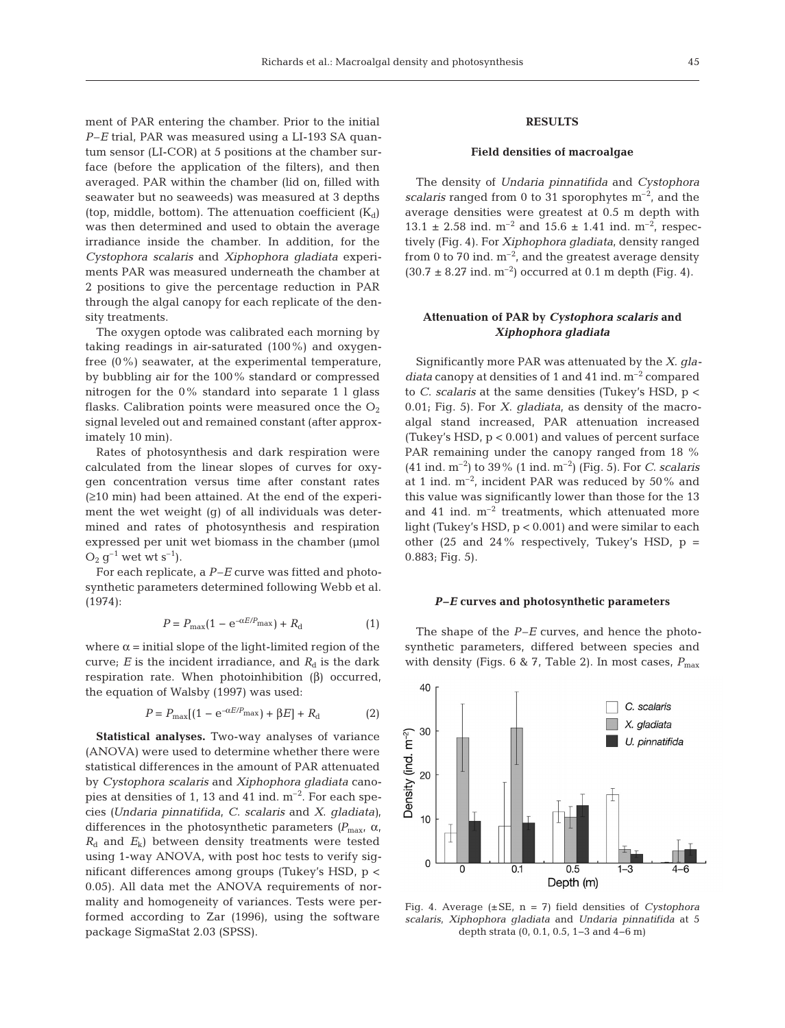ment of PAR entering the chamber. Prior to the initial *P–E* trial, PAR was measured using a LI-193 SA quantum sensor (LI-COR) at 5 positions at the chamber surface (before the application of the filters), and then averaged. PAR within the chamber (lid on, filled with seawater but no seaweeds) was measured at 3 depths (top, middle, bottom). The attenuation coefficient ($K_d$) was then determined and used to obtain the average irradiance inside the chamber. In addition, for the *Cystophora scalaris* and *Xiphophora gladiata* experiments PAR was measured underneath the chamber at 2 positions to give the percentage reduction in PAR through the algal canopy for each replicate of the density treatments.

The oxygen optode was calibrated each morning by taking readings in air-saturated (100%) and oxygen-free (0%) seawater, at the experimental temperature, by bubbling air for the 100% standard or compressed nitrogen for the 0% standard into separate 1 l glass flasks. Calibration points were measured once the $O_2$ signal leveled out and remained constant (after approximately 10 min).

Rates of photosynthesis and dark respiration were calculated from the linear slopes of curves for oxygen concentration versus time after constant rates (≥10 min) had been attained. At the end of the experiment the wet weight (g) of all individuals was determined and rates of photosynthesis and respiration expressed per unit wet biomass in the chamber (µmol $O_2$ $g^{-1}$ wet wt $s^{-1}$).

For each replicate, a *P–E* curve was fitted and photosynthetic parameters determined following Webb et al. (1974):

$$P = P_{max}(1 - e^{-\alpha E/P_{max}}) + R_d \quad (1)$$

where $\alpha$ = initial slope of the light-limited region of the curve; $E$ is the incident irradiance, and $R_d$ is the dark respiration rate. When photoinhibition ($\beta$) occurred, the equation of Walsby (1997) was used:

$$P = P_{max}[(1 - e^{-\alpha E/P_{max}}) + \beta E] + R_d \quad (2)$$

**Statistical analyses.** Two-way analyses of variance (ANOVA) were used to determine whether there were statistical differences in the amount of PAR attenuated by *Cystophora scalaris* and *Xiphophora gladiata* canopies at densities of 1, 13 and 41 ind. $m^{-2}$. For each species (*Undaria pinnatifida*, *C. scalaris* and *X. gladiata*), differences in the photosynthetic parameters ($P_{max}$, $\alpha$, $R_d$ and $E_k$) between density treatments were tested using 1-way ANOVA, with post hoc tests to verify significant differences among groups (Tukey's HSD, $p < 0.05$). All data met the ANOVA requirements of normality and homogeneity of variances. Tests were performed according to Zar (1996), using the software package SigmaStat 2.03 (SPSS).

## RESULTS

### Field densities of macroalgae

The density of *Undaria pinnatifida* and *Cystophora scalaris* ranged from 0 to 31 sporophytes $m^{-2}$, and the average densities were greatest at 0.5 m depth with 13.1 ± 2.58 ind. $m^{-2}$ and 15.6 ± 1.41 ind. $m^{-2}$, respectively (Fig. 4). For *Xiphophora gladiata*, density ranged from 0 to 70 ind. $m^{-2}$, and the greatest average density (30.7 ± 8.27 ind. $m^{-2}$) occurred at 0.1 m depth (Fig. 4).

### Attenuation of PAR by *Cystophora scalaris* and *Xiphophora gladiata*

Significantly more PAR was attenuated by the *X. gladiata* canopy at densities of 1 and 41 ind. $m^{-2}$ compared to *C. scalaris* at the same densities (Tukey's HSD, $p < 0.01$; Fig. 5). For *X. gladiata*, as density of the macroalgal stand increased, PAR attenuation increased (Tukey's HSD, $p < 0.001$) and values of percent surface PAR remaining under the canopy ranged from 18 % (41 ind. $m^{-2}$) to 39% (1 ind. $m^{-2}$) (Fig. 5). For *C. scalaris* at 1 ind. $m^{-2}$, incident PAR was reduced by 50% and this value was significantly lower than those for the 13 and 41 ind. $m^{-2}$ treatments, which attenuated more light (Tukey's HSD, $p < 0.001$) and were similar to each other (25 and 24% respectively, Tukey's HSD, $p = 0.883$; Fig. 5).

### *P–E* curves and photosynthetic parameters

The shape of the *P–E* curves, and hence the photosynthetic parameters, differed between species and with density (Figs. 6 & 7, Table 2). In most cases, $P_{max}$

Fig. 4. Average (±SE, n = 7) field densities of *Cystophora scalaris*, *Xiphophora gladiata* and *Undaria pinnatifida* at 5 depth strata (0, 0.1, 0.5, 1–3 and 4–6 m)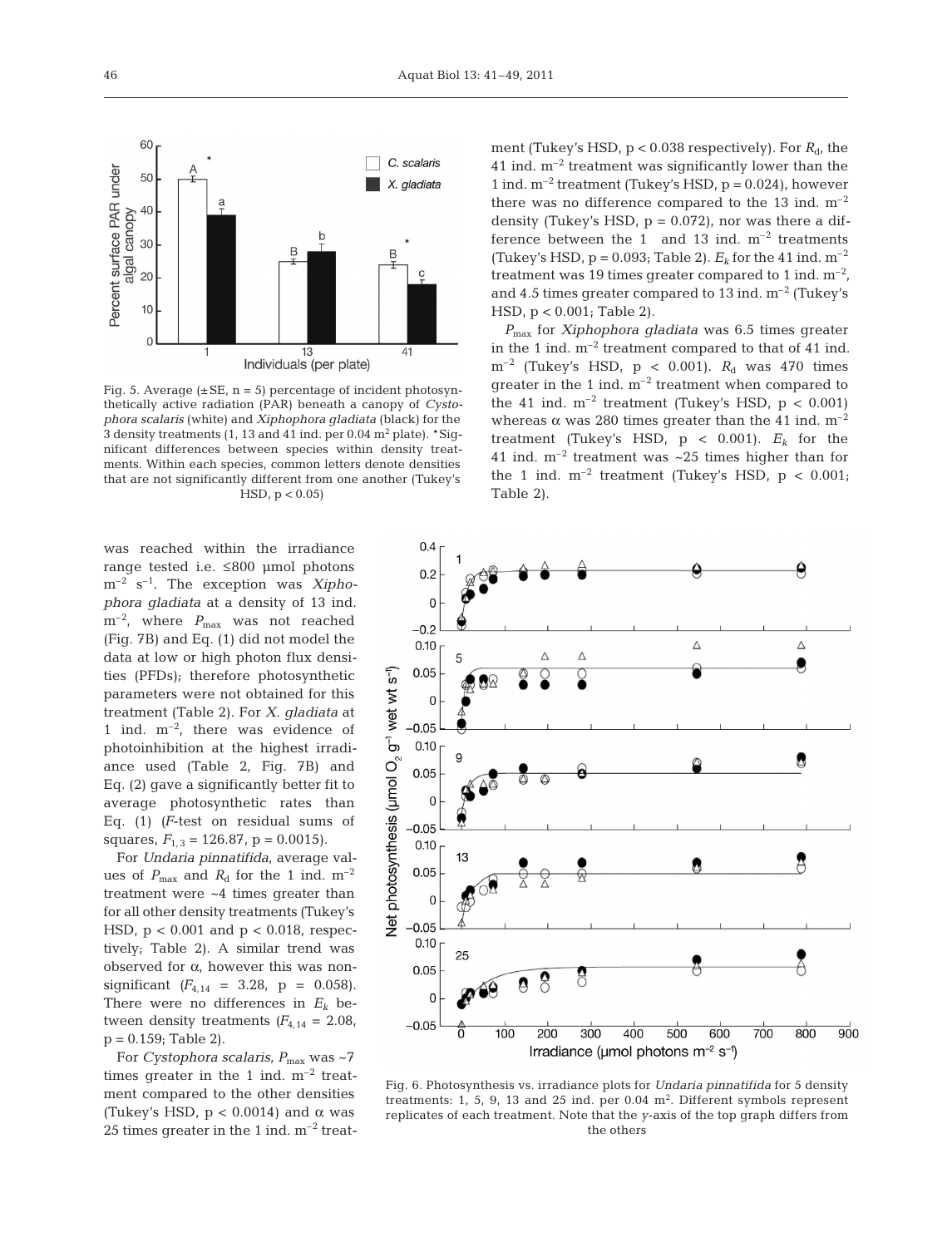Fig. 5. Average (±SE, n = 5) percentage of incident photosynthetically active radiation (PAR) beneath a canopy of *Cystophora scalaris* (white) and *Xiphophora gladiata* (black) for the 3 density treatments (1, 13 and 41 ind. per 0.04 m$^2$ plate). *Significant differences between species within density treatments. Within each species, common letters denote densities that are not significantly different from one another (Tukey's HSD, $p < 0.05$)

was reached within the irradiance range tested i.e. ≤800 µmol photons m$^{-2}$ s$^{-1}$. The exception was *Xiphophora gladiata* at a density of 13 ind. m$^{-2}$, where $P_{max}$ was not reached (Fig. 7B) and Eq. (1) did not model the data at low or high photon flux densities (PFDs); therefore photosynthetic parameters were not obtained for this treatment (Table 2). For *X. gladiata* at 1 ind. m$^{-2}$, there was evidence of photoinhibition at the highest irradiance used (Table 2, Fig. 7B) and Eq. (2) gave a significantly better fit to average photosynthetic rates than Eq. (1) (*F*-test on residual sums of squares, $F_{1,3}$ = 126.87, p = 0.0015).

For *Undaria pinnatifida*, average values of $P_{max}$ and $R_d$ for the 1 ind. m$^{-2}$ treatment were ~4 times greater than for all other density treatments (Tukey's HSD, p < 0.001 and p < 0.018, respectively; Table 2). A similar trend was observed for α, however this was non-significant ($F_{4,14}$ = 3.28, p = 0.058). There were no differences in $E_k$ between density treatments ($F_{4,14}$ = 2.08, p = 0.159; Table 2).

For *Cystophora scalaris*, $P_{max}$ was ~7 times greater in the 1 ind. m$^{-2}$ treatment compared to the other densities (Tukey's HSD, p < 0.0014) and α was 25 times greater in the 1 ind. m$^{-2}$ treatment (Tukey's HSD, p < 0.038 respectively). For $R_d$, the 41 ind. m$^{-2}$ treatment was significantly lower than the 1 ind. m$^{-2}$ treatment (Tukey's HSD, p = 0.024), however there was no difference compared to the 13 ind. m$^{-2}$ density (Tukey's HSD, p = 0.072), nor was there a difference between the 1 and 13 ind. m$^{-2}$ treatments (Tukey's HSD, p = 0.093; Table 2). $E_k$ for the 41 ind. m$^{-2}$ treatment was 19 times greater compared to 1 ind. m$^{-2}$, and 4.5 times greater compared to 13 ind. m$^{-2}$ (Tukey's HSD, p < 0.001; Table 2).

$P_{max}$ for *Xiphophora gladiata* was 6.5 times greater in the 1 ind. m$^{-2}$ treatment compared to that of 41 ind. m$^{-2}$ (Tukey's HSD, p < 0.001). $R_d$ was 470 times greater in the 1 ind. m$^{-2}$ treatment when compared to the 41 ind. m$^{-2}$ treatment (Tukey's HSD, p < 0.001) whereas α was 280 times greater than the 41 ind. m$^{-2}$ treatment (Tukey's HSD, p < 0.001). $E_k$ for the 41 ind. m$^{-2}$ treatment was ~25 times higher than for the 1 ind. m$^{-2}$ treatment (Tukey's HSD, p < 0.001; Table 2).

Fig. 6. Photosynthesis vs. irradiance plots for *Undaria pinnatifida* for 5 density treatments: 1, 5, 9, 13 and 25 ind. per 0.04 m$^2$. Different symbols represent replicates of each treatment. Note that the y-axis of the top graph differs from the others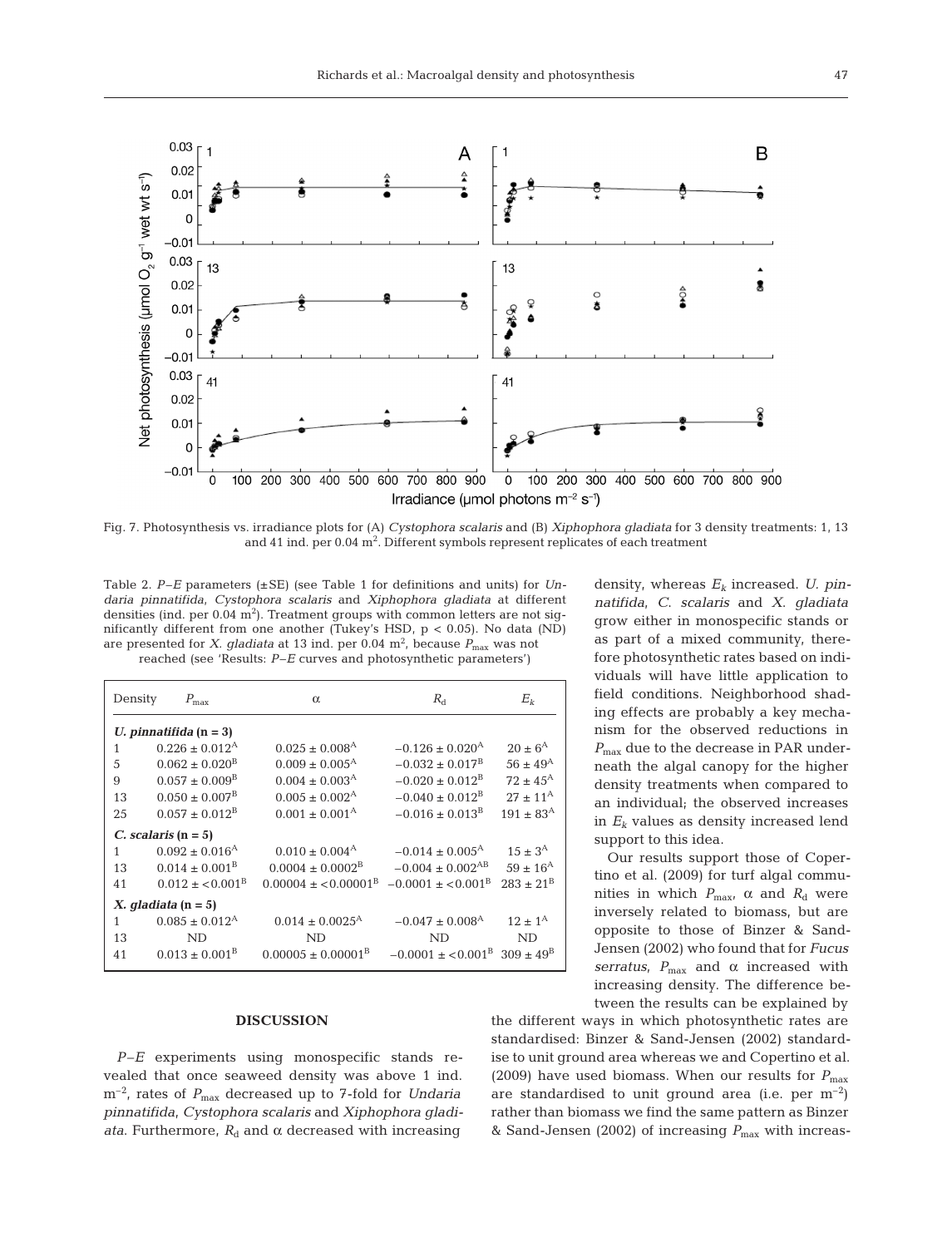Fig. 7. Photosynthesis vs. irradiance plots for (A) *Cystophora scalaris* and (B) *Xiphophora gladiata* for 3 density treatments: 1, 13 and 41 ind. per 0.04 $m^2$. Different symbols represent replicates of each treatment

Table 2. *P–E* parameters (±SE) (see Table 1 for definitions and units) for *Undaria pinnatifida*, *Cystophora scalaris* and *Xiphophora gladiata* at different densities (ind. per 0.04 $m^2$). Treatment groups with common letters are not significantly different from one another (Tukey's HSD, $p < 0.05$). No data (ND) are presented for *X. gladiata* at 13 ind. per 0.04 $m^2$, because $P_{max}$ was not reached (see 'Results: *P–E* curves and photosynthetic parameters')

| Density | $P_{max}$ | α | $R_d$ | $E_k$ |
|---|---|---|---|---|
| ***U. pinnatifida* (n = 3)** | | | | |
| 1 | $0.226 \pm 0.012^A$ | $0.025 \pm 0.008^A$ | $-0.126 \pm 0.020^A$ | $20 \pm 6^A$ |
| 5 | $0.062 \pm 0.020^B$ | $0.009 \pm 0.005^A$ | $-0.032 \pm 0.017^B$ | $56 \pm 49^A$ |
| 9 | $0.057 \pm 0.009^B$ | $0.004 \pm 0.003^A$ | $-0.020 \pm 0.012^B$ | $72 \pm 45^A$ |
| 13 | $0.050 \pm 0.007^B$ | $0.005 \pm 0.002^A$ | $-0.040 \pm 0.012^B$ | $27 \pm 11^A$ |
| 25 | $0.057 \pm 0.012^B$ | $0.001 \pm 0.001^A$ | $-0.016 \pm 0.013^B$ | $191 \pm 83^A$ |
| ***C. scalaris* (n = 5)** | | | | |
| 1 | $0.092 \pm 0.016^A$ | $0.010 \pm 0.004^A$ | $-0.014 \pm 0.005^A$ | $15 \pm 3^A$ |
| 13 | $0.014 \pm 0.001^B$ | $0.0004 \pm 0.0002^B$ | $-0.004 \pm 0.002^{AB}$ | $59 \pm 16^A$ |
| 41 | $0.012 \pm <0.001^B$ | $0.00004 \pm <0.00001^B$ | $-0.0001 \pm <0.001^B$ | $283 \pm 21^B$ |
| ***X. gladiata* (n = 5)** | | | | |
| 1 | $0.085 \pm 0.012^A$ | $0.014 \pm 0.0025^A$ | $-0.047 \pm 0.008^A$ | $12 \pm 1^A$ |
| 13 | ND | ND | ND | ND |
| 41 | $0.013 \pm 0.001^B$ | $0.00005 \pm 0.00001^B$ | $-0.0001 \pm <0.001^B$ | $309 \pm 49^B$ |

## DISCUSSION

*P–E* experiments using monospecific stands revealed that once seaweed density was above 1 ind. $m^{-2}$, rates of $P_{max}$ decreased up to 7-fold for *Undaria pinnatifida*, *Cystophora scalaris* and *Xiphophora gladiata*. Furthermore, $R_d$ and α decreased with increasing density, whereas $E_k$ increased. *U. pinnatifida*, *C. scalaris* and *X. gladiata* grow either in monospecific stands or as part of a mixed community, therefore photosynthetic rates based on individuals will have little application to field conditions. Neighborhood shading effects are probably a key mechanism for the observed reductions in $P_{max}$ due to the decrease in PAR underneath the algal canopy for the higher density treatments when compared to an individual; the observed increases in $E_k$ values as density increased lend support to this idea.

Our results support those of Copertino et al. (2009) for turf algal communities in which $P_{max}$, α and $R_d$ were inversely related to biomass, but are opposite to those of Binzer & Sand-Jensen (2002) who found that for *Fucus serratus*, $P_{max}$ and α increased with increasing density. The difference between the results can be explained by the different ways in which photosynthetic rates are standardised: Binzer & Sand-Jensen (2002) standardise to unit ground area whereas we and Copertino et al. (2009) have used biomass. When our results for $P_{max}$ are standardised to unit ground area (i.e. per $m^{-2}$) rather than biomass we find the same pattern as Binzer & Sand-Jensen (2002) of increasing $P_{max}$ with increas-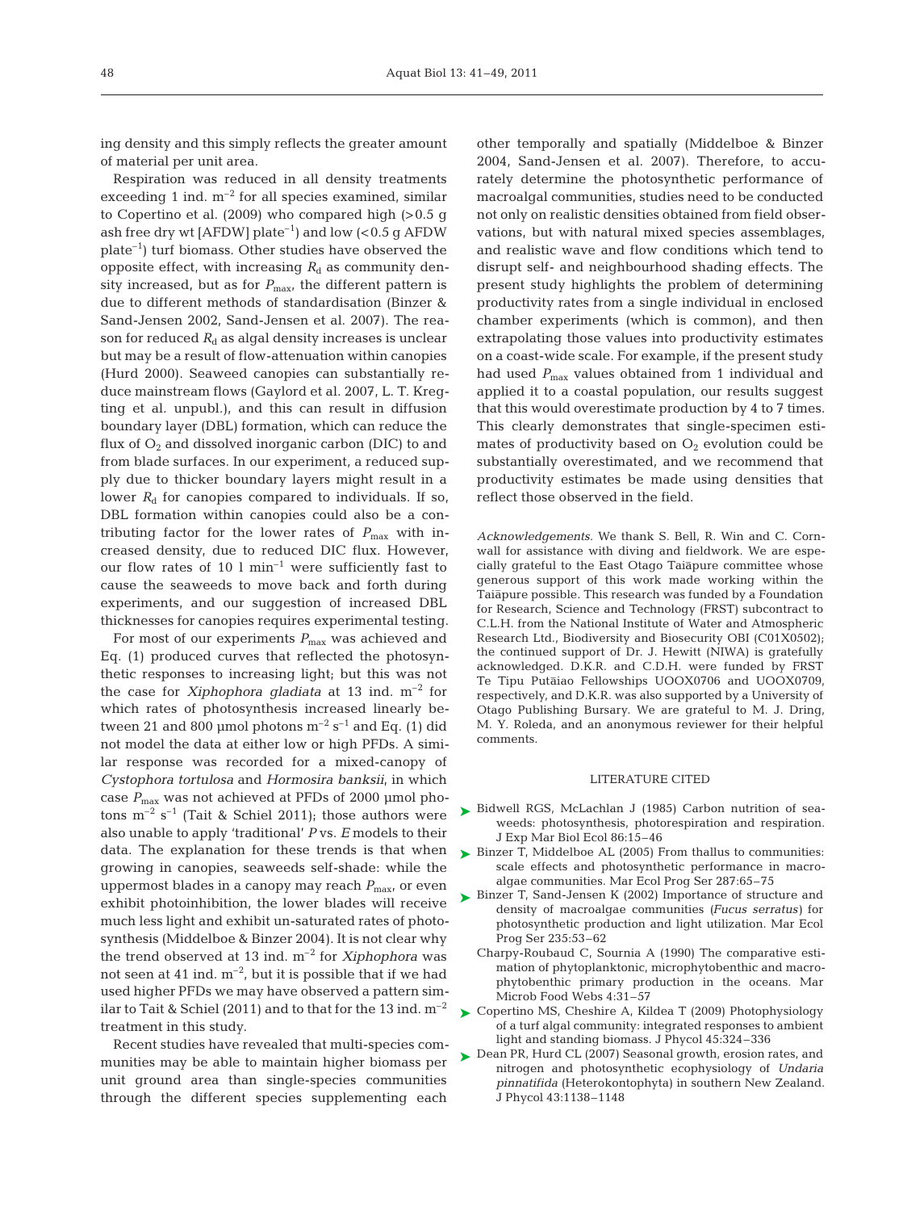ing density and this simply reflects the greater amount of material per unit area.

Respiration was reduced in all density treatments exceeding 1 ind. $m^{-2}$ for all species examined, similar to Copertino et al. (2009) who compared high (>0.5 g ash free dry wt [AFDW] plate$^{-1}$) and low (<0.5 g AFDW plate$^{-1}$) turf biomass. Other studies have observed the opposite effect, with increasing $R_d$ as community density increased, but as for $P_{max}$, the different pattern is due to different methods of standardisation (Binzer & Sand-Jensen 2002, Sand-Jensen et al. 2007). The reason for reduced $R_d$ as algal density increases is unclear but may be a result of flow-attenuation within canopies (Hurd 2000). Seaweed canopies can substantially reduce mainstream flows (Gaylord et al. 2007, L. T. Kregting et al. unpubl.), and this can result in diffusion boundary layer (DBL) formation, which can reduce the flux of $O_2$ and dissolved inorganic carbon (DIC) to and from blade surfaces. In our experiment, a reduced supply due to thicker boundary layers might result in a lower $R_d$ for canopies compared to individuals. If so, DBL formation within canopies could also be a contributing factor for the lower rates of $P_{max}$ with increased density, due to reduced DIC flux. However, our flow rates of 10 l $min^{-1}$ were sufficiently fast to cause the seaweeds to move back and forth during experiments, and our suggestion of increased DBL thicknesses for canopies requires experimental testing.

For most of our experiments $P_{max}$ was achieved and Eq. (1) produced curves that reflected the photosynthetic responses to increasing light; but this was not the case for *Xiphophora gladiata* at 13 ind. $m^{-2}$ for which rates of photosynthesis increased linearly between 21 and 800 µmol photons $m^{-2}$ $s^{-1}$ and Eq. (1) did not model the data at either low or high PFDs. A similar response was recorded for a mixed-canopy of *Cystophora tortulosa* and *Hormosira banksii*, in which case $P_{max}$ was not achieved at PFDs of 2000 µmol photons $m^{-2}$ $s^{-1}$ (Tait & Schiel 2011); those authors were also unable to apply 'traditional' *P* vs. *E* models to their data. The explanation for these trends is that when growing in canopies, seaweeds self-shade: while the uppermost blades in a canopy may reach $P_{max}$, or even exhibit photoinhibition, the lower blades will receive much less light and exhibit un-saturated rates of photosynthesis (Middelboe & Binzer 2004). It is not clear why the trend observed at 13 ind. $m^{-2}$ for *Xiphophora* was not seen at 41 ind. $m^{-2}$, but it is possible that if we had used higher PFDs we may have observed a pattern similar to Tait & Schiel (2011) and to that for the 13 ind. $m^{-2}$ treatment in this study.

Recent studies have revealed that multi-species communities may be able to maintain higher biomass per unit ground area than single-species communities through the different species supplementing each other temporally and spatially (Middelboe & Binzer 2004, Sand-Jensen et al. 2007). Therefore, to accurately determine the photosynthetic performance of macroalgal communities, studies need to be conducted not only on realistic densities obtained from field observations, but with natural mixed species assemblages, and realistic wave and flow conditions which tend to disrupt self- and neighbourhood shading effects. The present study highlights the problem of determining productivity rates from a single individual in enclosed chamber experiments (which is common), and then extrapolating those values into productivity estimates on a coast-wide scale. For example, if the present study had used $P_{max}$ values obtained from 1 individual and applied it to a coastal population, our results suggest that this would overestimate production by 4 to 7 times. This clearly demonstrates that single-specimen estimates of productivity based on $O_2$ evolution could be substantially overestimated, and we recommend that productivity estimates be made using densities that reflect those observed in the field.

*Acknowledgements.* We thank S. Bell, R. Win and C. Cornwall for assistance with diving and fieldwork. We are especially grateful to the East Otago Taiāpure committee whose generous support of this work made working within the Taiāpure possible. This research was funded by a Foundation for Research, Science and Technology (FRST) subcontract to C.L.H. from the National Institute of Water and Atmospheric Research Ltd., Biodiversity and Biosecurity OBI (C01X0502); the continued support of Dr. J. Hewitt (NIWA) is gratefully acknowledged. D.K.R. and C.D.H. were funded by FRST Te Tipu Putāiao Fellowships UOOX0706 and UOOX0709, respectively, and D.K.R. was also supported by a University of Otago Publishing Bursary. We are grateful to M. J. Dring, M. Y. Roleda, and an anonymous reviewer for their helpful comments.

## LITERATURE CITED

- Bidwell RGS, McLachlan J (1985) Carbon nutrition of seaweeds: photosynthesis, photorespiration and respiration. J Exp Mar Biol Ecol 86:15–46
- Binzer T, Middelboe AL (2005) From thallus to communities: scale effects and photosynthetic performance in macroalgae communities. Mar Ecol Prog Ser 287:65–75
- Binzer T, Sand-Jensen K (2002) Importance of structure and density of macroalgae communities (*Fucus serratus*) for photosynthetic production and light utilization. Mar Ecol Prog Ser 235:53–62
- Charpy-Roubaud C, Sournia A (1990) The comparative estimation of phytoplanktonic, microphytobenthic and macrophytobenthic primary production in the oceans. Mar Microb Food Webs 4:31–57
- Copertino MS, Cheshire A, Kildea T (2009) Photophysiology of a turf algal community: integrated responses to ambient light and standing biomass. J Phycol 45:324–336
- Dean PR, Hurd CL (2007) Seasonal growth, erosion rates, and nitrogen and photosynthetic ecophysiology of *Undaria pinnatifida* (Heterokontophyta) in southern New Zealand. J Phycol 43:1138–1148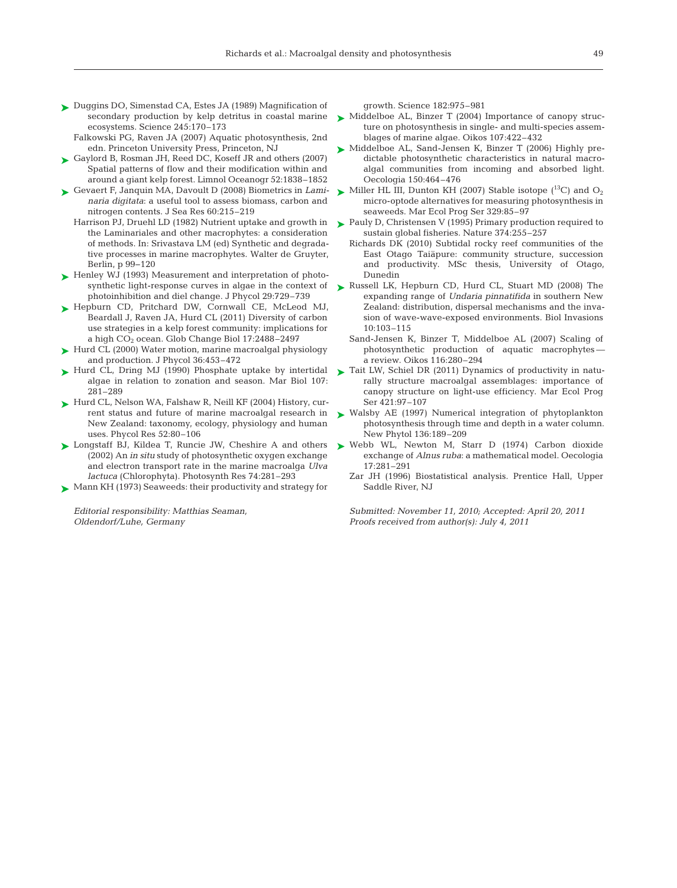Duggins DO, Simenstad CA, Estes JA (1989) Magnification of secondary production by kelp detritus in coastal marine ecosystems. Science 245:170–173

Falkowski PG, Raven JA (2007) Aquatic photosynthesis, 2nd edn. Princeton University Press, Princeton, NJ

Gaylord B, Rosman JH, Reed DC, Koseff JR and others (2007) Spatial patterns of flow and their modification within and around a giant kelp forest. Limnol Oceanogr 52:1838–1852

Gevaert F, Janquin MA, Davoult D (2008) Biometrics in *Laminaria digitata*: a useful tool to assess biomass, carbon and nitrogen contents. J Sea Res 60:215–219

Harrison PJ, Druehl LD (1982) Nutrient uptake and growth in the Laminariales and other macrophytes: a consideration of methods. In: Srivastava LM (ed) Synthetic and degradative processes in marine macrophytes. Walter de Gruyter, Berlin, p 99–120

Henley WJ (1993) Measurement and interpretation of photosynthetic light-response curves in algae in the context of photoinhibition and diel change. J Phycol 29:729–739

Hepburn CD, Pritchard DW, Cornwall CE, McLeod MJ, Beardall J, Raven JA, Hurd CL (2011) Diversity of carbon use strategies in a kelp forest community: implications for a high $CO_2$ ocean. Glob Change Biol 17:2488–2497

Hurd CL (2000) Water motion, marine macroalgal physiology and production. J Phycol 36:453–472

Hurd CL, Dring MJ (1990) Phosphate uptake by intertidal algae in relation to zonation and season. Mar Biol 107: 281–289

Hurd CL, Nelson WA, Falshaw R, Neill KF (2004) History, current status and future of marine macroalgal research in New Zealand: taxonomy, ecology, physiology and human uses. Phycol Res 52:80–106

Longstaff BJ, Kildea T, Runcie JW, Cheshire A and others (2002) An *in situ* study of photosynthetic oxygen exchange and electron transport rate in the marine macroalga *Ulva lactuca* (Chlorophyta). Photosynth Res 74:281–293

Mann KH (1973) Seaweeds: their productivity and strategy for growth. Science 182:975–981

Middelboe AL, Binzer T (2004) Importance of canopy structure on photosynthesis in single- and multi-species assemblages of marine algae. Oikos 107:422–432

Middelboe AL, Sand-Jensen K, Binzer T (2006) Highly predictable photosynthetic characteristics in natural macroalgal communities from incoming and absorbed light. Oecologia 150:464–476

Miller HL III, Dunton KH (2007) Stable isotope ($^{13}C$) and $O_2$ micro-optode alternatives for measuring photosynthesis in seaweeds. Mar Ecol Prog Ser 329:85–97

Pauly D, Christensen V (1995) Primary production required to sustain global fisheries. Nature 374:255–257

Richards DK (2010) Subtidal rocky reef communities of the East Otago Taiāpure: community structure, succession and productivity. MSc thesis, University of Otago, Dunedin

Russell LK, Hepburn CD, Hurd CL, Stuart MD (2008) The expanding range of *Undaria pinnatifida* in southern New Zealand: distribution, dispersal mechanisms and the invasion of wave-wave-exposed environments. Biol Invasions 10:103–115

Sand-Jensen K, Binzer T, Middelboe AL (2007) Scaling of photosynthetic production of aquatic macrophytes — a review. Oikos 116:280–294

Tait LW, Schiel DR (2011) Dynamics of productivity in naturally structure macroalgal assemblages: importance of canopy structure on light-use efficiency. Mar Ecol Prog Ser 421:97–107

Walsby AE (1997) Numerical integration of phytoplankton photosynthesis through time and depth in a water column. New Phytol 136:189–209

Webb WL, Newton M, Starr D (1974) Carbon dioxide exchange of *Alnus ruba*: a mathematical model. Oecologia 17:281–291

Zar JH (1996) Biostatistical analysis. Prentice Hall, Upper Saddle River, NJ

*Editorial responsibility: Matthias Seaman, Oldendorf/Luhe, Germany*

*Submitted: November 11, 2010; Accepted: April 20, 2011*
*Proofs received from author(s): July 4, 2011*